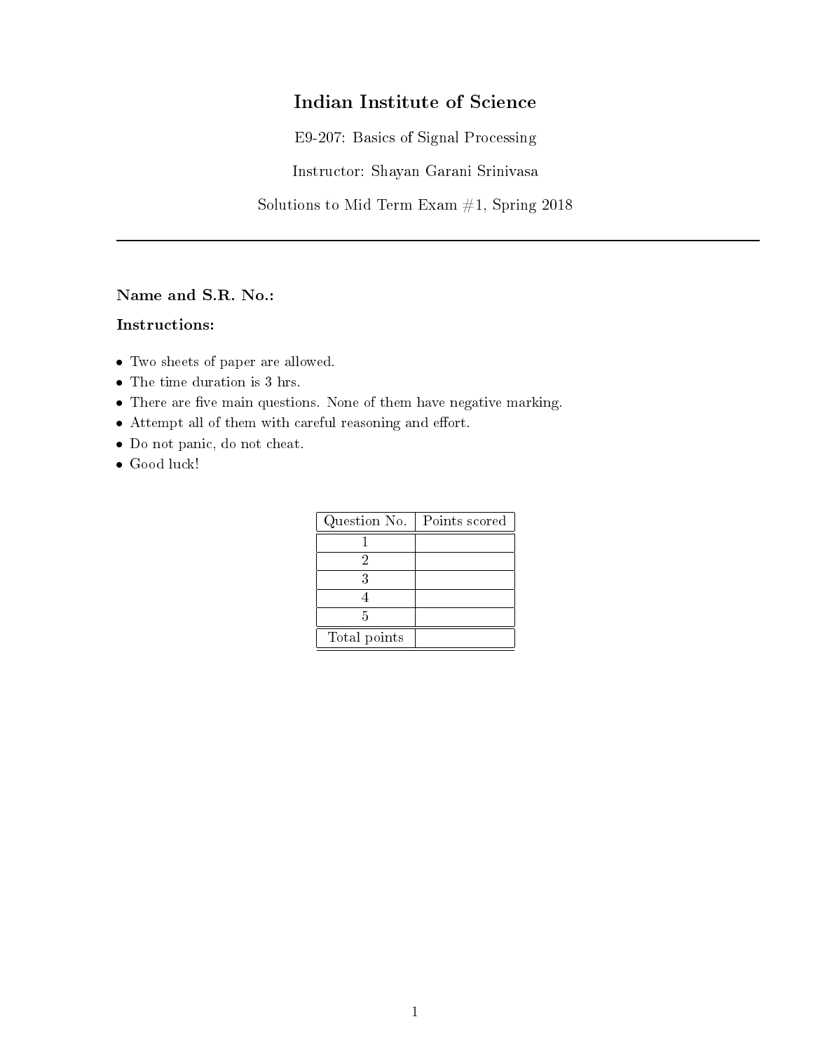# Indian Institute of Science

E9-207: Basics of Signal Processing

Instructor: Shayan Garani Srinivasa

Solutions to Mid Term Exam #1, Spring 2018

---

**Name and S.R. No.:**

**Instructions:**

- Two sheets of paper are allowed.
- The time duration is 3 hrs.
- There are five main questions. None of them have negative marking.
- Attempt all of them with careful reasoning and effort.
- Do not panic, do not cheat.
- Good luck!

| Question No. | Points scored |
|---|---|
| 1 | |
| 2 | |
| 3 | |
| 4 | |
| 5 | |
| Total points | |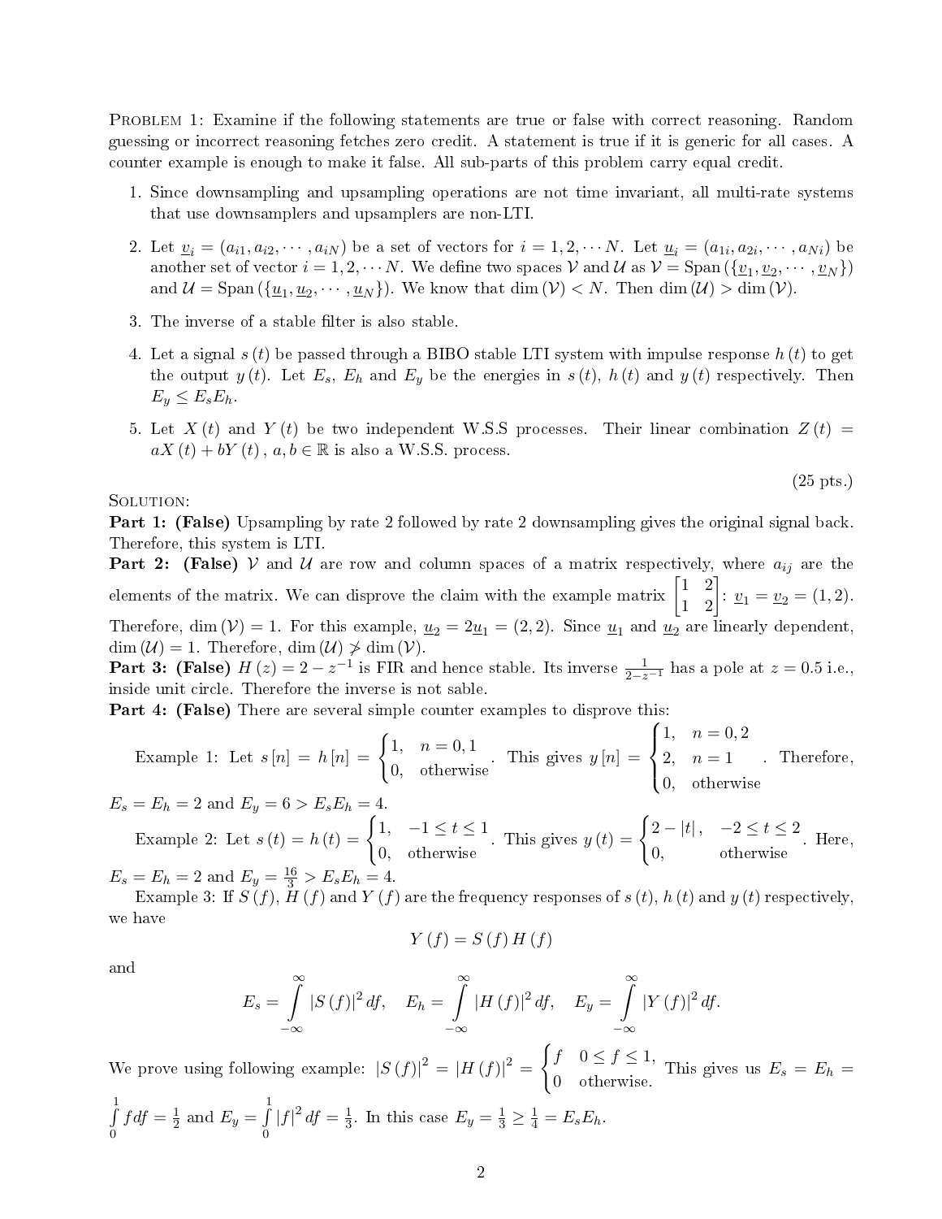PROBLEM 1: Examine if the following statements are true or false with correct reasoning. Random guessing or incorrect reasoning fetches zero credit. A statement is true if it is generic for all cases. A counter example is enough to make it false. All sub-parts of this problem carry equal credit.

1. Since downsampling and upsampling operations are not time invariant, all multi-rate systems that use downsamplers and upsamplers are non-LTI.

2. Let $\underline{v}_i = (a_{i1}, a_{i2}, \cdots, a_{iN})$ be a set of vectors for $i = 1, 2, \cdots N$. Let $\underline{u}_i = (a_{1i}, a_{2i}, \cdots, a_{Ni})$ be another set of vector $i = 1, 2, \cdots N$. We define two spaces $\mathcal{V}$ and $\mathcal{U}$ as $\mathcal{V} = \text{Span}(\{\underline{v}_1, \underline{v}_2, \cdots, \underline{v}_N\})$ and $\mathcal{U} = \text{Span}(\{\underline{u}_1, \underline{u}_2, \cdots, \underline{u}_N\})$. We know that $\dim(\mathcal{V}) < N$. Then $\dim(\mathcal{U}) > \dim(\mathcal{V})$.

3. The inverse of a stable filter is also stable.

4. Let a signal $s(t)$ be passed through a BIBO stable LTI system with impulse response $h(t)$ to get the output $y(t)$. Let $E_s$, $E_h$ and $E_y$ be the energies in $s(t)$, $h(t)$ and $y(t)$ respectively. Then $E_y \leq E_s E_h$.

5. Let $X(t)$ and $Y(t)$ be two independent W.S.S processes. Their linear combination $Z(t) = aX(t) + bY(t)$, $a, b \in \mathbb{R}$ is also a W.S.S. process.

(25 pts.)

SOLUTION:

**Part 1: (False)** Upsampling by rate 2 followed by rate 2 downsampling gives the original signal back. Therefore, this system is LTI.

**Part 2: (False)** $\mathcal{V}$ and $\mathcal{U}$ are row and column spaces of a matrix respectively, where $a_{ij}$ are the elements of the matrix. We can disprove the claim with the example matrix $\begin{bmatrix} 1 & 2 \\ 1 & 2 \end{bmatrix}$: $\underline{v}_1 = \underline{v}_2 = (1, 2)$. Therefore, $\dim(\mathcal{V}) = 1$. For this example, $\underline{u}_2 = 2\underline{u}_1 = (2, 2)$. Since $\underline{u}_1$ and $\underline{u}_2$ are linearly dependent, $\dim(\mathcal{U}) = 1$. Therefore, $\dim(\mathcal{U}) \ngtr \dim(\mathcal{V})$.

**Part 3: (False)** $H(z) = 2 - z^{-1}$ is FIR and hence stable. Its inverse $\frac{1}{2-z^{-1}}$ has a pole at $z = 0.5$ i.e., inside unit circle. Therefore the inverse is not sable.

**Part 4: (False)** There are several simple counter examples to disprove this:

Example 1: Let $s[n] = h[n] = \begin{cases} 1, & n = 0, 1 \\ 0, & \text{otherwise} \end{cases}$. This gives $y[n] = \begin{cases} 1, & n = 0, 2 \\ 2, & n = 1 \\ 0, & \text{otherwise} \end{cases}$. Therefore, $E_s = E_h = 2$ and $E_y = 6 > E_s E_h = 4$.

Example 2: Let $s(t) = h(t) = \begin{cases} 1, & -1 \leq t \leq 1 \\ 0, & \text{otherwise} \end{cases}$. This gives $y(t) = \begin{cases} 2 - |t|, & -2 \leq t \leq 2 \\ 0, & \text{otherwise} \end{cases}$. Here, $E_s = E_h = 2$ and $E_y = \frac{16}{3} > E_s E_h = 4$.

Example 3: If $S(f)$, $H(f)$ and $Y(f)$ are the frequency responses of $s(t)$, $h(t)$ and $y(t)$ respectively, we have

$$Y(f) = S(f) H(f)$$

and

$$E_s = \int_{-\infty}^{\infty} |S(f)|^2 df, \quad E_h = \int_{-\infty}^{\infty} |H(f)|^2 df, \quad E_y = \int_{-\infty}^{\infty} |Y(f)|^2 df.$$

We prove using following example: $|S(f)|^2 = |H(f)|^2 = \begin{cases} f & 0 \leq f \leq 1, \\ 0 & \text{otherwise.} \end{cases}$ This gives us $E_s = E_h = \int_0^1 f df = \frac{1}{2}$ and $E_y = \int_0^1 |f|^2 df = \frac{1}{3}$. In this case $E_y = \frac{1}{3} \geq \frac{1}{4} = E_s E_h$.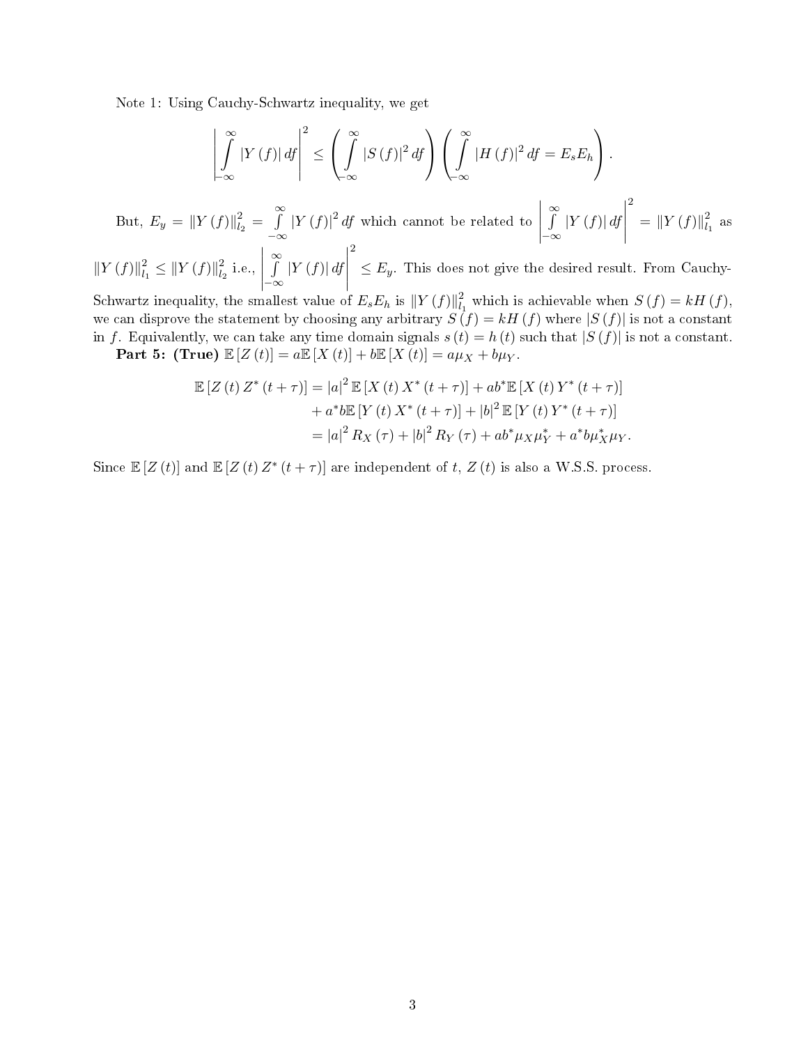Note 1: Using Cauchy-Schwartz inequality, we get

$$\left| \int_{-\infty}^{\infty} |Y(f)| \, df \right|^2 \leq \left( \int_{-\infty}^{\infty} |S(f)|^2 \, df \right) \left( \int_{-\infty}^{\infty} |H(f)|^2 \, df = E_s E_h \right).$$

But, $E_y = \|Y(f)\|_{l_2}^2 = \int_{-\infty}^{\infty} |Y(f)|^2 \, df$ which cannot be related to $\left| \int_{-\infty}^{\infty} |Y(f)| \, df \right|^2 = \|Y(f)\|_{l_1}^2$ as $\|Y(f)\|_{l_1}^2 \leq \|Y(f)\|_{l_2}^2$ i.e., $\left| \int_{-\infty}^{\infty} |Y(f)| \, df \right|^2 \leq E_y$. This does not give the desired result. From Cauchy-Schwartz inequality, the smallest value of $E_s E_h$ is $\|Y(f)\|_{l_1}^2$ which is achievable when $S(f) = kH(f)$, we can disprove the statement by choosing any arbitrary $S(f) = kH(f)$ where $|S(f)|$ is not a constant in $f$. Equivalently, we can take any time domain signals $s(t) = h(t)$ such that $|S(f)|$ is not a constant.

**Part 5: (True)** $\mathbb{E}[Z(t)] = a\mathbb{E}[X(t)] + b\mathbb{E}[X(t)] = a\mu_X + b\mu_Y$.

$$\begin{aligned}
\mathbb{E}[Z(t) Z^*(t+\tau)] &= |a|^2 \mathbb{E}[X(t) X^*(t+\tau)] + ab^* \mathbb{E}[X(t) Y^*(t+\tau)] \\
&\quad + a^* b \mathbb{E}[Y(t) X^*(t+\tau)] + |b|^2 \mathbb{E}[Y(t) Y^*(t+\tau)] \\
&= |a|^2 R_X(\tau) + |b|^2 R_Y(\tau) + ab^* \mu_X \mu_Y^* + a^* b \mu_X^* \mu_Y.
\end{aligned}$$

Since $\mathbb{E}[Z(t)]$ and $\mathbb{E}[Z(t) Z^*(t+\tau)]$ are independent of $t$, $Z(t)$ is also a W.S.S. process.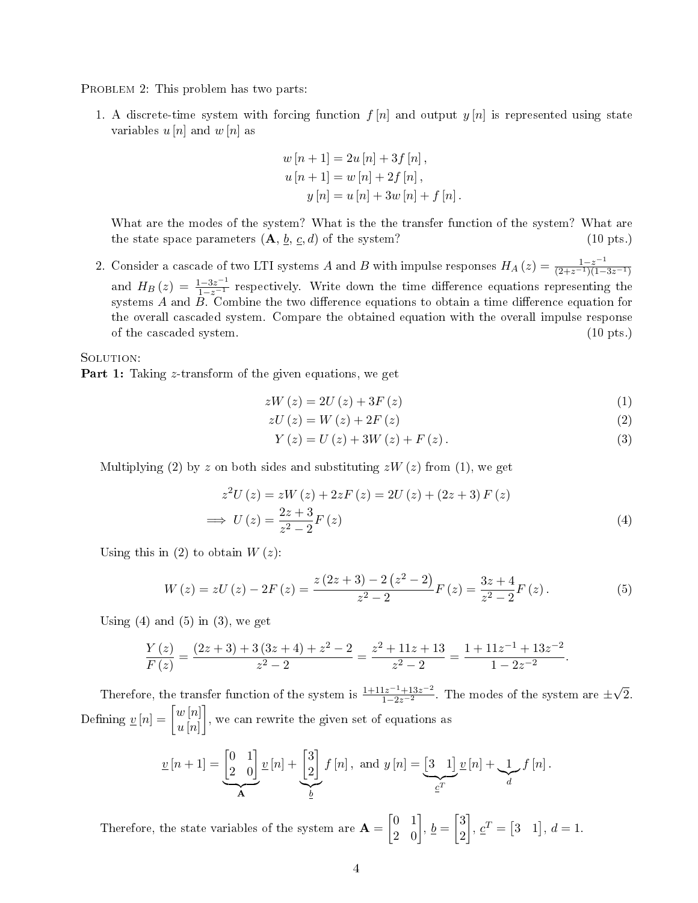PROBLEM 2: This problem has two parts:

1. A discrete-time system with forcing function $f[n]$ and output $y[n]$ is represented using state variables $u[n]$ and $w[n]$ as

$$
\begin{aligned}
w[n+1] &= 2u[n] + 3f[n], \\
u[n+1] &= w[n] + 2f[n], \\
y[n] &= u[n] + 3w[n] + f[n].
\end{aligned}
$$

What are the modes of the system? What is the the transfer function of the system? What are the state space parameters ($\mathbf{A}$, $\underline{b}$, $\underline{c}$, $d$) of the system? (10 pts.)

2. Consider a cascade of two LTI systems $A$ and $B$ with impulse responses $H_A(z) = \frac{1-z^{-1}}{(2+z^{-1})(1-3z^{-1})}$ and $H_B(z) = \frac{1-3z^{-1}}{1-z^{-1}}$ respectively. Write down the time difference equations representing the systems $A$ and $B$. Combine the two difference equations to obtain a time difference equation for the overall cascaded system. Compare the obtained equation with the overall impulse response of the cascaded system. (10 pts.)

SOLUTION:

**Part 1:** Taking $z$-transform of the given equations, we get

$$zW(z) = 2U(z) + 3F(z) \tag{1}$$

$$zU(z) = W(z) + 2F(z) \tag{2}$$

$$Y(z) = U(z) + 3W(z) + F(z). \tag{3}$$

Multiplying (2) by $z$ on both sides and substituting $zW(z)$ from (1), we get

$$z^2U(z) = zW(z) + 2zF(z) = 2U(z) + (2z+3)F(z)$$

$$\implies U(z) = \frac{2z+3}{z^2-2}F(z) \tag{4}$$

Using this in (2) to obtain $W(z)$:

$$W(z) = zU(z) - 2F(z) = \frac{z(2z+3) - 2(z^2-2)}{z^2-2}F(z) = \frac{3z+4}{z^2-2}F(z). \tag{5}$$

Using (4) and (5) in (3), we get

$$\frac{Y(z)}{F(z)} = \frac{(2z+3) + 3(3z+4) + z^2 - 2}{z^2-2} = \frac{z^2+11z+13}{z^2-2} = \frac{1+11z^{-1}+13z^{-2}}{1-2z^{-2}}.$$

Therefore, the transfer function of the system is $\frac{1+11z^{-1}+13z^{-2}}{1-2z^{-2}}$. The modes of the system are $\pm\sqrt{2}$. Defining $\underline{v}[n] = \begin{bmatrix} w[n] \\ u[n] \end{bmatrix}$, we can rewrite the given set of equations as

$$\underline{v}[n+1] = \underbrace{\begin{bmatrix} 0 & 1 \\ 2 & 0 \end{bmatrix}}_{\mathbf{A}} \underline{v}[n] + \underbrace{\begin{bmatrix} 3 \\ 2 \end{bmatrix}}_{\underline{b}} f[n], \text{ and } y[n] = \underbrace{\begin{bmatrix} 3 & 1 \end{bmatrix}}_{\underline{c}^T} \underline{v}[n] + \underbrace{1}_{d} f[n].$$

Therefore, the state variables of the system are $\mathbf{A} = \begin{bmatrix} 0 & 1 \\ 2 & 0 \end{bmatrix}$, $\underline{b} = \begin{bmatrix} 3 \\ 2 \end{bmatrix}$, $\underline{c}^T = \begin{bmatrix} 3 & 1 \end{bmatrix}$, $d = 1$.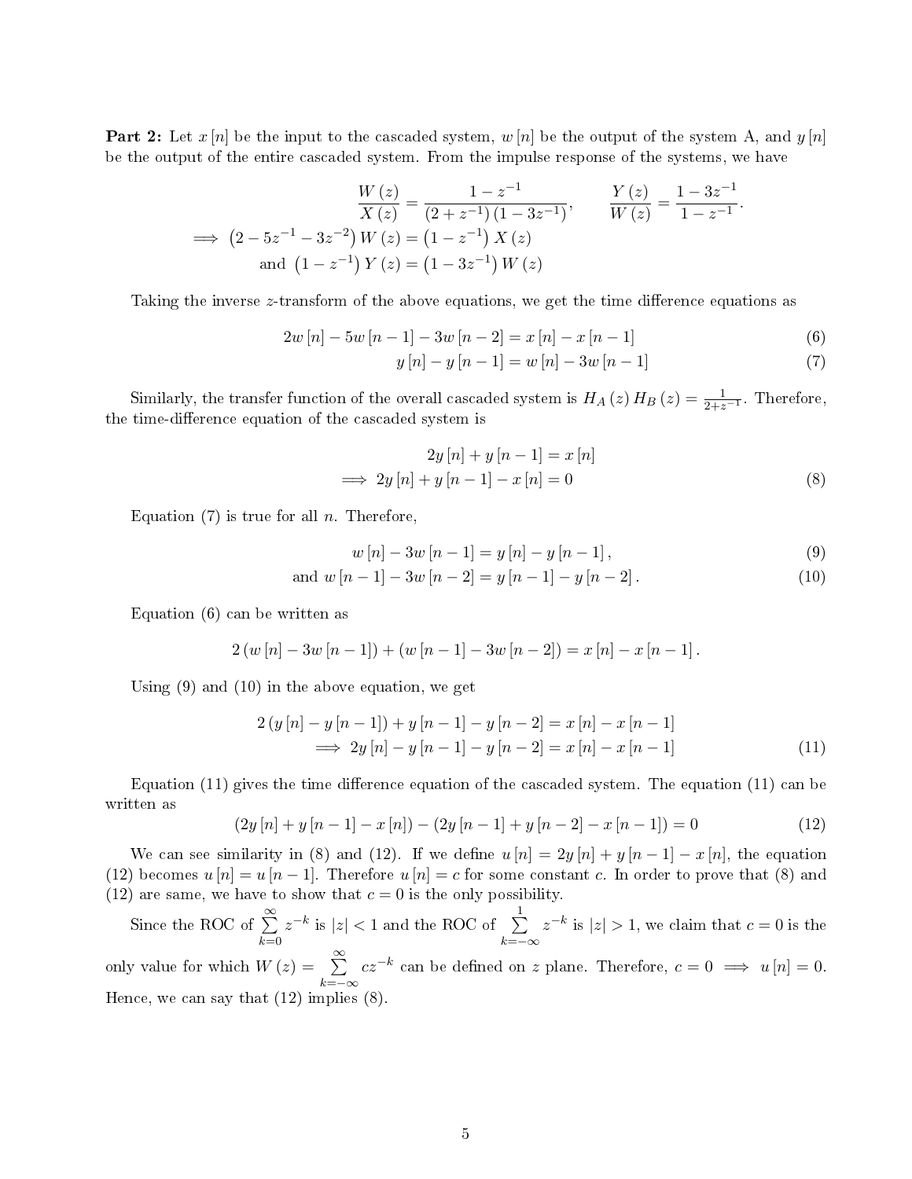**Part 2:** Let $x[n]$ be the input to the cascaded system, $w[n]$ be the output of the system A, and $y[n]$ be the output of the entire cascaded system. From the impulse response of the systems, we have

$$
\begin{aligned}
\frac{W(z)}{X(z)} &= \frac{1-z^{-1}}{(2+z^{-1})(1-3z^{-1})}, \qquad \frac{Y(z)}{W(z)} = \frac{1-3z^{-1}}{1-z^{-1}}. \\
\implies \left(2-5z^{-1}-3z^{-2}\right)W(z) &= \left(1-z^{-1}\right)X(z) \\
\text{and } \left(1-z^{-1}\right)Y(z) &= \left(1-3z^{-1}\right)W(z)
\end{aligned}
$$

Taking the inverse $z$-transform of the above equations, we get the time difference equations as

$$2w[n] - 5w[n-1] - 3w[n-2] = x[n] - x[n-1] \tag{6}$$

$$y[n] - y[n-1] = w[n] - 3w[n-1] \tag{7}$$

Similarly, the transfer function of the overall cascaded system is $H_A(z)\,H_B(z) = \frac{1}{2+z^{-1}}$. Therefore, the time-difference equation of the cascaded system is

$$
\begin{aligned}
2y[n] + y[n-1] &= x[n] \\
\implies 2y[n] + y[n-1] - x[n] &= 0
\end{aligned} \tag{8}
$$

Equation (7) is true for all $n$. Therefore,

$$w[n] - 3w[n-1] = y[n] - y[n-1], \tag{9}$$

$$\text{and } w[n-1] - 3w[n-2] = y[n-1] - y[n-2]. \tag{10}$$

Equation (6) can be written as

$$2\left(w[n] - 3w[n-1]\right) + \left(w[n-1] - 3w[n-2]\right) = x[n] - x[n-1].$$

Using (9) and (10) in the above equation, we get

$$
\begin{aligned}
2\left(y[n] - y[n-1]\right) + y[n-1] - y[n-2] &= x[n] - x[n-1] \\
\implies 2y[n] - y[n-1] - y[n-2] &= x[n] - x[n-1]
\end{aligned} \tag{11}
$$

Equation (11) gives the time difference equation of the cascaded system. The equation (11) can be written as

$$\left(2y[n] + y[n-1] - x[n]\right) - \left(2y[n-1] + y[n-2] - x[n-1]\right) = 0 \tag{12}$$

We can see similarity in (8) and (12). If we define $u[n] = 2y[n] + y[n-1] - x[n]$, the equation (12) becomes $u[n] = u[n-1]$. Therefore $u[n] = c$ for some constant $c$. In order to prove that (8) and (12) are same, we have to show that $c = 0$ is the only possibility.

Since the ROC of $\sum_{k=0}^{\infty} z^{-k}$ is $|z| < 1$ and the ROC of $\sum_{k=-\infty}^{1} z^{-k}$ is $|z| > 1$, we claim that $c = 0$ is the only value for which $W(z) = \sum_{k=-\infty}^{\infty} cz^{-k}$ can be defined on $z$ plane. Therefore, $c = 0 \implies u[n] = 0$. Hence, we can say that (12) implies (8).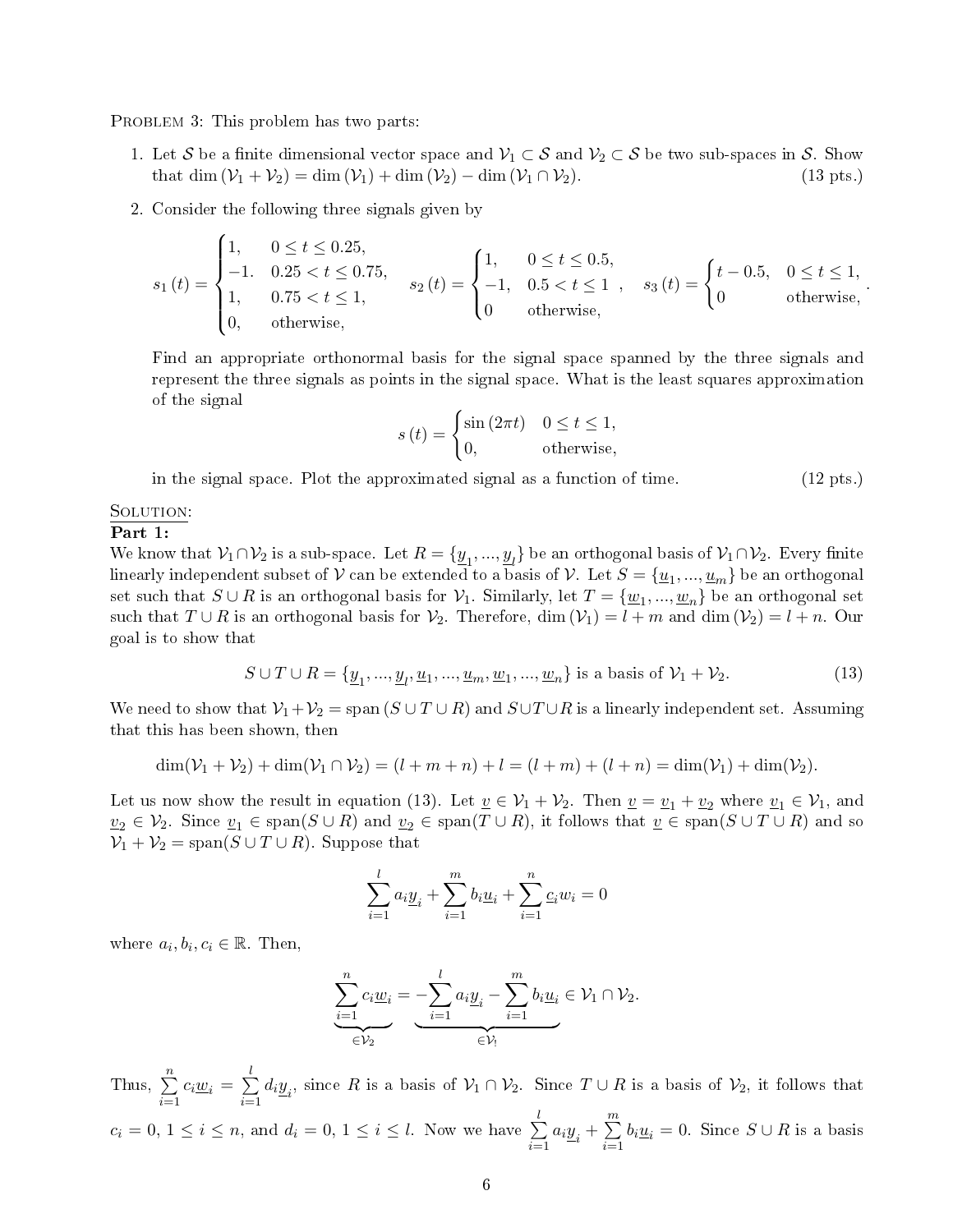PROBLEM 3: This problem has two parts:

1. Let $\mathcal{S}$ be a finite dimensional vector space and $\mathcal{V}_1 \subset \mathcal{S}$ and $\mathcal{V}_2 \subset \mathcal{S}$ be two sub-spaces in $\mathcal{S}$. Show that $\dim(\mathcal{V}_1 + \mathcal{V}_2) = \dim(\mathcal{V}_1) + \dim(\mathcal{V}_2) - \dim(\mathcal{V}_1 \cap \mathcal{V}_2)$. (13 pts.)

2. Consider the following three signals given by

$$s_1(t) = \begin{cases} 1, & 0 \leq t \leq 0.25, \\ -1. & 0.25 < t \leq 0.75, \\ 1, & 0.75 < t \leq 1, \\ 0, & \text{otherwise}, \end{cases} \quad s_2(t) = \begin{cases} 1, & 0 \leq t \leq 0.5, \\ -1, & 0.5 < t \leq 1 \\ 0 & \text{otherwise}, \end{cases}, \quad s_3(t) = \begin{cases} t - 0.5, & 0 \leq t \leq 1, \\ 0 & \text{otherwise}, \end{cases}.$$

   Find an appropriate orthonormal basis for the signal space spanned by the three signals and represent the three signals as points in the signal space. What is the least squares approximation of the signal

$$s(t) = \begin{cases} \sin(2\pi t) & 0 \leq t \leq 1, \\ 0, & \text{otherwise}, \end{cases}$$

   in the signal space. Plot the approximated signal as a function of time. (12 pts.)

SOLUTION:

**Part 1:**

We know that $\mathcal{V}_1 \cap \mathcal{V}_2$ is a sub-space. Let $R = \{\underline{y}_1, ..., \underline{y}_l\}$ be an orthogonal basis of $\mathcal{V}_1 \cap \mathcal{V}_2$. Every finite linearly independent subset of $\mathcal{V}$ can be extended to a basis of $\mathcal{V}$. Let $S = \{\underline{u}_1, ..., \underline{u}_m\}$ be an orthogonal set such that $S \cup R$ is an orthogonal basis for $\mathcal{V}_1$. Similarly, let $T = \{\underline{w}_1, ..., \underline{w}_n\}$ be an orthogonal set such that $T \cup R$ is an orthogonal basis for $\mathcal{V}_2$. Therefore, $\dim(\mathcal{V}_1) = l + m$ and $\dim(\mathcal{V}_2) = l + n$. Our goal is to show that

$$S \cup T \cup R = \{\underline{y}_1, ..., \underline{y}_l, \underline{u}_1, ..., \underline{u}_m, \underline{w}_1, ..., \underline{w}_n\} \text{ is a basis of } \mathcal{V}_1 + \mathcal{V}_2. \tag{13}$$

We need to show that $\mathcal{V}_1 + \mathcal{V}_2 = \text{span}(S \cup T \cup R)$ and $S \cup T \cup R$ is a linearly independent set. Assuming that this has been shown, then

$$\dim(\mathcal{V}_1 + \mathcal{V}_2) + \dim(\mathcal{V}_1 \cap \mathcal{V}_2) = (l + m + n) + l = (l + m) + (l + n) = \dim(\mathcal{V}_1) + \dim(\mathcal{V}_2).$$

Let us now show the result in equation (13). Let $\underline{v} \in \mathcal{V}_1 + \mathcal{V}_2$. Then $\underline{v} = \underline{v}_1 + \underline{v}_2$ where $\underline{v}_1 \in \mathcal{V}_1$, and $\underline{v}_2 \in \mathcal{V}_2$. Since $\underline{v}_1 \in \text{span}(S \cup R)$ and $\underline{v}_2 \in \text{span}(T \cup R)$, it follows that $\underline{v} \in \text{span}(S \cup T \cup R)$ and so $\mathcal{V}_1 + \mathcal{V}_2 = \text{span}(S \cup T \cup R)$. Suppose that

$$\sum_{i=1}^{l} a_i \underline{y}_i + \sum_{i=1}^{m} b_i \underline{u}_i + \sum_{i=1}^{n} \underline{c}_i w_i = 0$$

where $a_i, b_i, c_i \in \mathbb{R}$. Then,

$$\underbrace{\sum_{i=1}^{n} c_i \underline{w}_i}_{\in \mathcal{V}_2} = \underbrace{-\sum_{i=1}^{l} a_i \underline{y}_i - \sum_{i=1}^{m} b_i \underline{u}_i}_{\in \mathcal{V}_!} \in \mathcal{V}_1 \cap \mathcal{V}_2.$$

Thus, $\sum_{i=1}^{n} c_i \underline{w}_i = \sum_{i=1}^{l} d_i \underline{y}_i$, since $R$ is a basis of $\mathcal{V}_1 \cap \mathcal{V}_2$. Since $T \cup R$ is a basis of $\mathcal{V}_2$, it follows that $c_i = 0$, $1 \leq i \leq n$, and $d_i = 0$, $1 \leq i \leq l$. Now we have $\sum_{i=1}^{l} a_i \underline{y}_i + \sum_{i=1}^{m} b_i \underline{u}_i = 0$. Since $S \cup R$ is a basis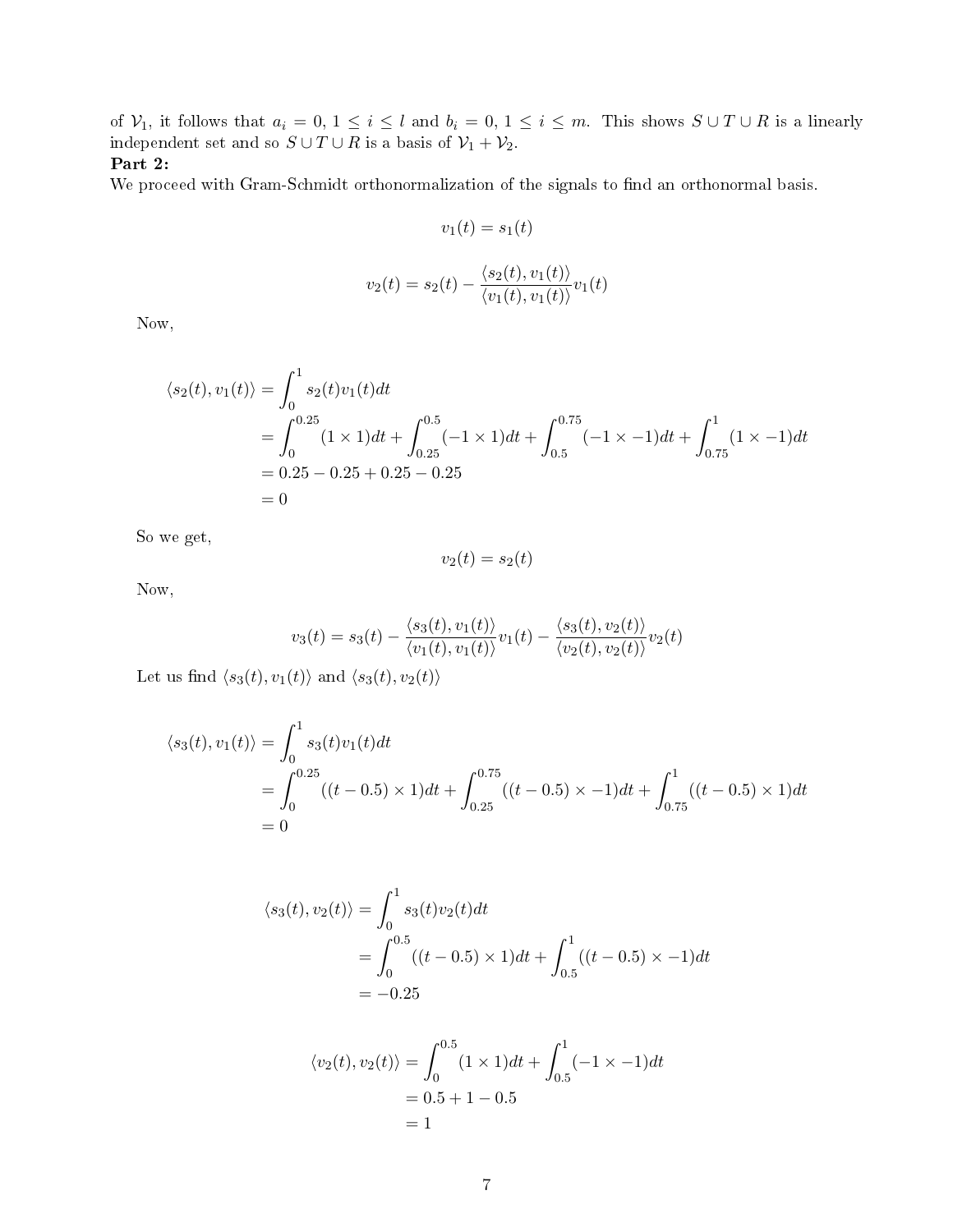of $\mathcal{V}_1$, it follows that $a_i = 0, 1 \leq i \leq l$ and $b_i = 0, 1 \leq i \leq m$. This shows $S \cup T \cup R$ is a linearly independent set and so $S \cup T \cup R$ is a basis of $\mathcal{V}_1 + \mathcal{V}_2$.

**Part 2:**

We proceed with Gram-Schmidt orthonormalization of the signals to find an orthonormal basis.

$$v_1(t) = s_1(t)$$

$$v_2(t) = s_2(t) - \frac{\langle s_2(t), v_1(t) \rangle}{\langle v_1(t), v_1(t) \rangle} v_1(t)$$

Now,

$$\begin{aligned}
\langle s_2(t), v_1(t) \rangle &= \int_0^1 s_2(t) v_1(t) dt \\
&= \int_0^{0.25} (1 \times 1) dt + \int_{0.25}^{0.5} (-1 \times 1) dt + \int_{0.5}^{0.75} (-1 \times -1) dt + \int_{0.75}^{1} (1 \times -1) dt \\
&= 0.25 - 0.25 + 0.25 - 0.25 \\
&= 0
\end{aligned}$$

So we get,

$$v_2(t) = s_2(t)$$

Now,

$$v_3(t) = s_3(t) - \frac{\langle s_3(t), v_1(t) \rangle}{\langle v_1(t), v_1(t) \rangle} v_1(t) - \frac{\langle s_3(t), v_2(t) \rangle}{\langle v_2(t), v_2(t) \rangle} v_2(t)$$

Let us find $\langle s_3(t), v_1(t) \rangle$ and $\langle s_3(t), v_2(t) \rangle$

$$\begin{aligned}
\langle s_3(t), v_1(t) \rangle &= \int_0^1 s_3(t) v_1(t) dt \\
&= \int_0^{0.25} ((t - 0.5) \times 1) dt + \int_{0.25}^{0.75} ((t - 0.5) \times -1) dt + \int_{0.75}^{1} ((t - 0.5) \times 1) dt \\
&= 0
\end{aligned}$$

$$\begin{aligned}
\langle s_3(t), v_2(t) \rangle &= \int_0^1 s_3(t) v_2(t) dt \\
&= \int_0^{0.5} ((t - 0.5) \times 1) dt + \int_{0.5}^{1} ((t - 0.5) \times -1) dt \\
&= -0.25
\end{aligned}$$

$$\begin{aligned}
\langle v_2(t), v_2(t) \rangle &= \int_0^{0.5} (1 \times 1) dt + \int_{0.5}^{1} (-1 \times -1) dt \\
&= 0.5 + 1 - 0.5 \\
&= 1
\end{aligned}$$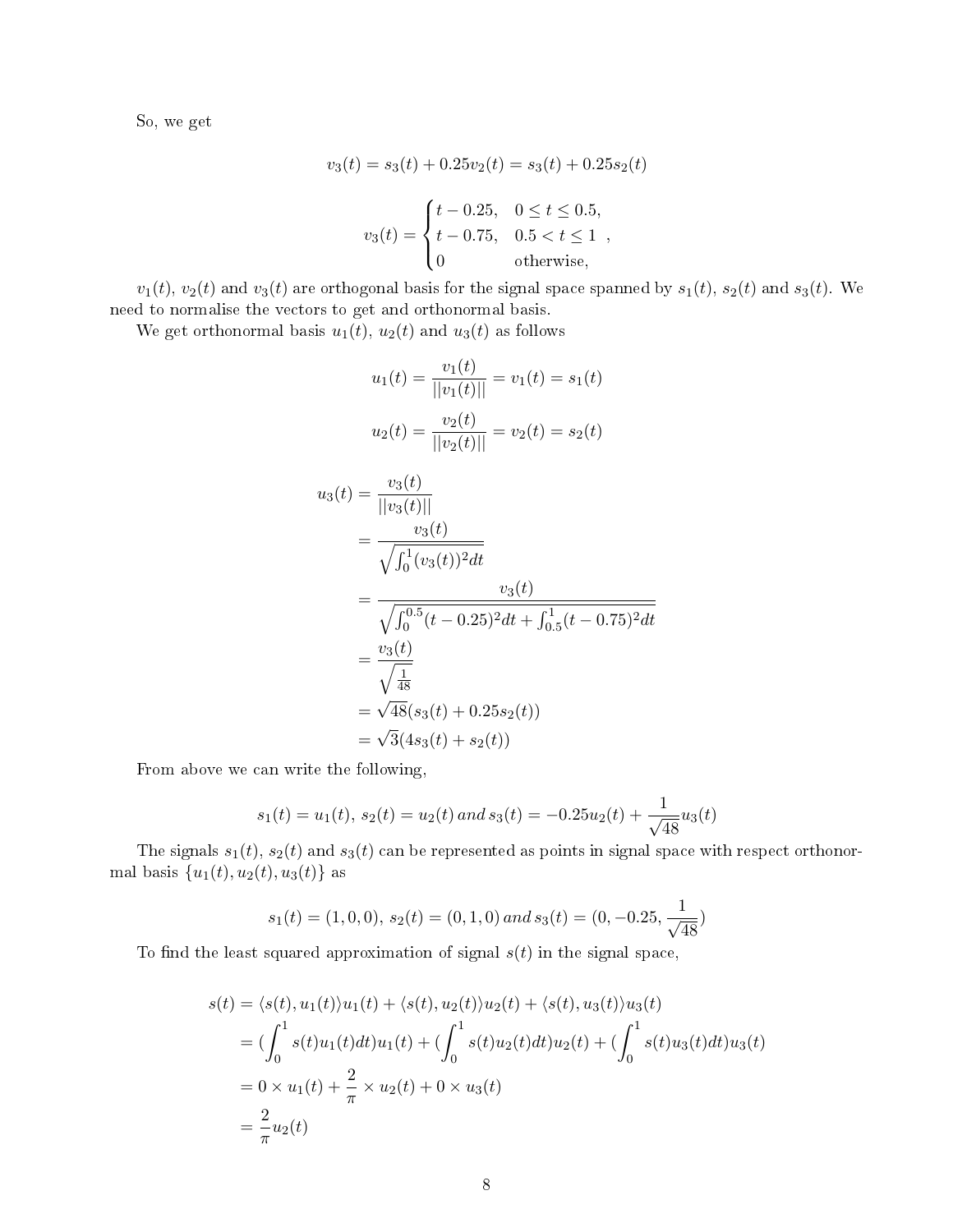So, we get

$$v_3(t) = s_3(t) + 0.25v_2(t) = s_3(t) + 0.25s_2(t)$$

$$v_3(t) = \begin{cases} t - 0.25, & 0 \leq t \leq 0.5, \\ t - 0.75, & 0.5 < t \leq 1 \\ 0 & \text{otherwise}, \end{cases},$$

$v_1(t)$, $v_2(t)$ and $v_3(t)$ are orthogonal basis for the signal space spanned by $s_1(t)$, $s_2(t)$ and $s_3(t)$. We need to normalise the vectors to get and orthonormal basis.

We get orthonormal basis $u_1(t)$, $u_2(t)$ and $u_3(t)$ as follows

$$u_1(t) = \frac{v_1(t)}{||v_1(t)||} = v_1(t) = s_1(t)$$

$$u_2(t) = \frac{v_2(t)}{||v_2(t)||} = v_2(t) = s_2(t)$$

$$\begin{aligned}
u_3(t) &= \frac{v_3(t)}{||v_3(t)||} \\
&= \frac{v_3(t)}{\sqrt{\int_0^1 (v_3(t))^2 dt}} \\
&= \frac{v_3(t)}{\sqrt{\int_0^{0.5} (t-0.25)^2 dt + \int_{0.5}^1 (t-0.75)^2 dt}} \\
&= \frac{v_3(t)}{\sqrt{\frac{1}{48}}} \\
&= \sqrt{48}(s_3(t) + 0.25s_2(t)) \\
&= \sqrt{3}(4s_3(t) + s_2(t))
\end{aligned}$$

From above we can write the following,

$$s_1(t) = u_1(t),\ s_2(t) = u_2(t)\ and\ s_3(t) = -0.25u_2(t) + \frac{1}{\sqrt{48}}u_3(t)$$

The signals $s_1(t)$, $s_2(t)$ and $s_3(t)$ can be represented as points in signal space with respect orthonormal basis $\{u_1(t), u_2(t), u_3(t)\}$ as

$$s_1(t) = (1, 0, 0),\ s_2(t) = (0, 1, 0)\ and\ s_3(t) = (0, -0.25, \frac{1}{\sqrt{48}})$$

To find the least squared approximation of signal $s(t)$ in the signal space,

$$\begin{aligned}
s(t) &= \langle s(t), u_1(t)\rangle u_1(t) + \langle s(t), u_2(t)\rangle u_2(t) + \langle s(t), u_3(t)\rangle u_3(t) \\
&= (\int_0^1 s(t)u_1(t)dt)u_1(t) + (\int_0^1 s(t)u_2(t)dt)u_2(t) + (\int_0^1 s(t)u_3(t)dt)u_3(t) \\
&= 0 \times u_1(t) + \frac{2}{\pi} \times u_2(t) + 0 \times u_3(t) \\
&= \frac{2}{\pi}u_2(t)
\end{aligned}$$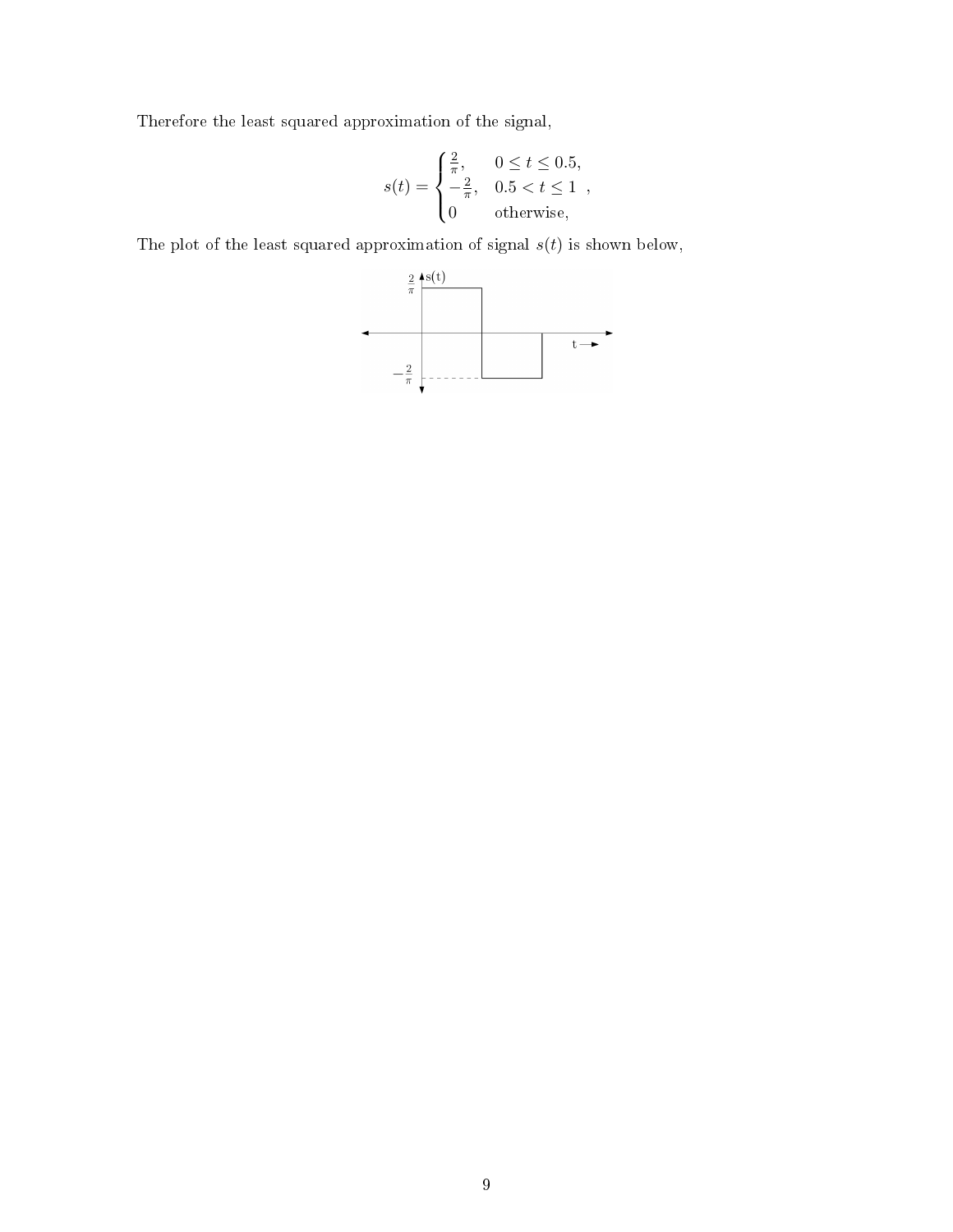Therefore the least squared approximation of the signal,

$$
s(t) = \begin{cases} \frac{2}{\pi}, & 0 \leq t \leq 0.5, \\ -\frac{2}{\pi}, & 0.5 < t \leq 1 \\ 0 & \text{otherwise,} \end{cases},
$$

The plot of the least squared approximation of signal $s(t)$ is shown below,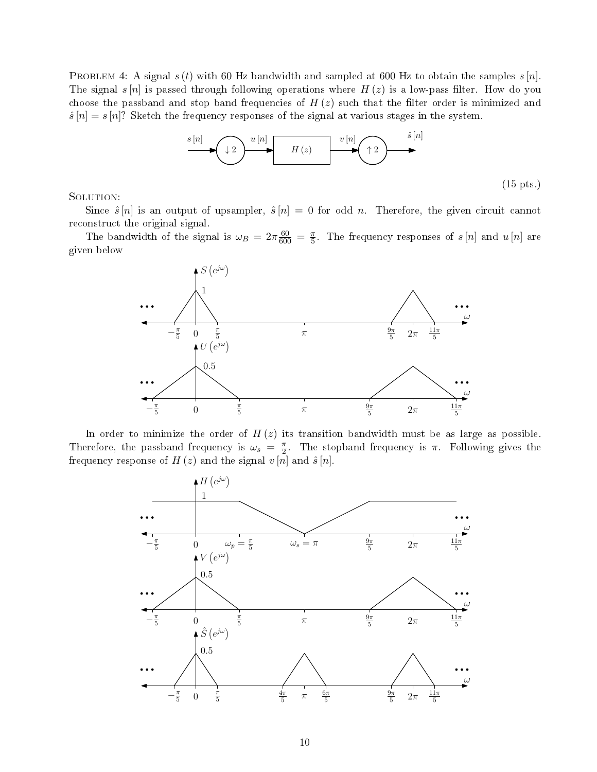PROBLEM 4: A signal $s(t)$ with 60 Hz bandwidth and sampled at 600 Hz to obtain the samples $s[n]$. The signal $s[n]$ is passed through following operations where $H(z)$ is a low-pass filter. How do you choose the passband and stop band frequencies of $H(z)$ such that the filter order is minimized and $\hat{s}[n] = s[n]$? Sketch the frequency responses of the signal at various stages in the system.

$$s[n] \rightarrow \boxed{\downarrow 2} \xrightarrow{u[n]} \boxed{H(z)} \xrightarrow{v[n]} \boxed{\uparrow 2} \rightarrow \hat{s}[n]$$

(15 pts.)

SOLUTION:

Since $\hat{s}[n]$ is an output of upsampler, $\hat{s}[n] = 0$ for odd $n$. Therefore, the given circuit cannot reconstruct the original signal.

The bandwidth of the signal is $\omega_B = 2\pi \frac{60}{600} = \frac{\pi}{5}$. The frequency responses of $s[n]$ and $u[n]$ are given below

In order to minimize the order of $H(z)$ its transition bandwidth must be as large as possible. Therefore, the passband frequency is $\omega_s = \frac{\pi}{2}$. The stopband frequency is $\pi$. Following gives the frequency response of $H(z)$ and the signal $v[n]$ and $\hat{s}[n]$.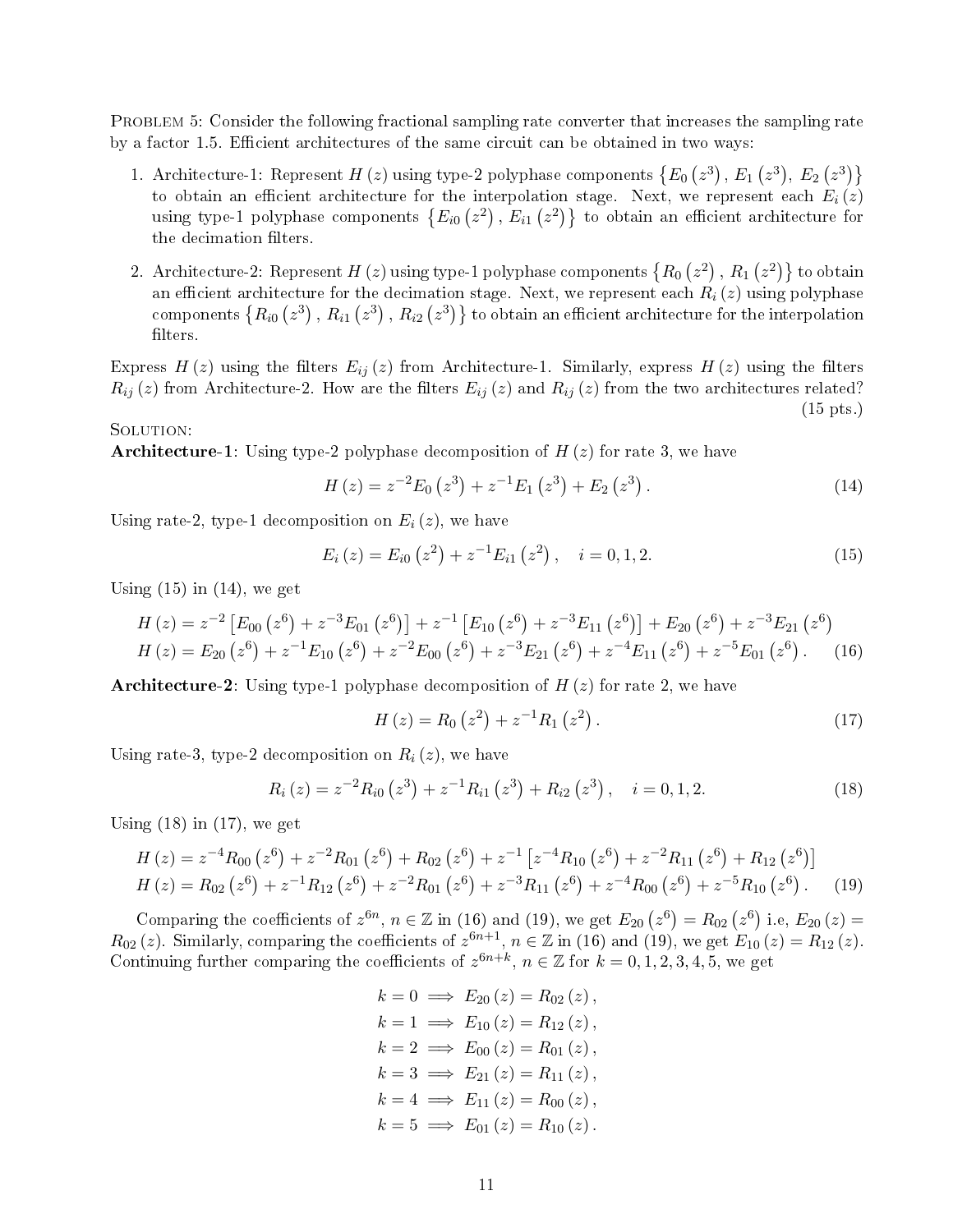**Problem 5**: Consider the following fractional sampling rate converter that increases the sampling rate by a factor 1.5. Efficient architectures of the same circuit can be obtained in two ways:

1. Architecture-1: Represent $H(z)$ using type-2 polyphase components $\{E_0(z^3), E_1(z^3), E_2(z^3)\}$ to obtain an efficient architecture for the interpolation stage. Next, we represent each $E_i(z)$ using type-1 polyphase components $\{E_{i0}(z^2), E_{i1}(z^2)\}$ to obtain an efficient architecture for the decimation filters.
2. Architecture-2: Represent $H(z)$ using type-1 polyphase components $\{R_0(z^2), R_1(z^2)\}$ to obtain an efficient architecture for the decimation stage. Next, we represent each $R_i(z)$ using polyphase components $\{R_{i0}(z^3), R_{i1}(z^3), R_{i2}(z^3)\}$ to obtain an efficient architecture for the interpolation filters.

Express $H(z)$ using the filters $E_{ij}(z)$ from Architecture-1. Similarly, express $H(z)$ using the filters $R_{ij}(z)$ from Architecture-2. How are the filters $E_{ij}(z)$ and $R_{ij}(z)$ from the two architectures related? (15 pts.)

**Solution**:

**Architecture-1**: Using type-2 polyphase decomposition of $H(z)$ for rate 3, we have

$$H(z) = z^{-2}E_0(z^3) + z^{-1}E_1(z^3) + E_2(z^3). \tag{14}$$

Using rate-2, type-1 decomposition on $E_i(z)$, we have

$$E_i(z) = E_{i0}(z^2) + z^{-1}E_{i1}(z^2), \quad i = 0, 1, 2. \tag{15}$$

Using (15) in (14), we get

$$H(z) = z^{-2}\left[E_{00}(z^6) + z^{-3}E_{01}(z^6)\right] + z^{-1}\left[E_{10}(z^6) + z^{-3}E_{11}(z^6)\right] + E_{20}(z^6) + z^{-3}E_{21}(z^6)$$

$$H(z) = E_{20}(z^6) + z^{-1}E_{10}(z^6) + z^{-2}E_{00}(z^6) + z^{-3}E_{21}(z^6) + z^{-4}E_{11}(z^6) + z^{-5}E_{01}(z^6). \tag{16}$$

**Architecture-2**: Using type-1 polyphase decomposition of $H(z)$ for rate 2, we have

$$H(z) = R_0(z^2) + z^{-1}R_1(z^2). \tag{17}$$

Using rate-3, type-2 decomposition on $R_i(z)$, we have

$$R_i(z) = z^{-2}R_{i0}(z^3) + z^{-1}R_{i1}(z^3) + R_{i2}(z^3), \quad i = 0, 1, 2. \tag{18}$$

Using (18) in (17), we get

$$H(z) = z^{-4}R_{00}(z^6) + z^{-2}R_{01}(z^6) + R_{02}(z^6) + z^{-1}\left[z^{-4}R_{10}(z^6) + z^{-2}R_{11}(z^6) + R_{12}(z^6)\right]$$

$$H(z) = R_{02}(z^6) + z^{-1}R_{12}(z^6) + z^{-2}R_{01}(z^6) + z^{-3}R_{11}(z^6) + z^{-4}R_{00}(z^6) + z^{-5}R_{10}(z^6). \tag{19}$$

Comparing the coefficients of $z^{6n}$, $n \in \mathbb{Z}$ in (16) and (19), we get $E_{20}(z^6) = R_{02}(z^6)$ i.e, $E_{20}(z) = R_{02}(z)$. Similarly, comparing the coefficients of $z^{6n+1}$, $n \in \mathbb{Z}$ in (16) and (19), we get $E_{10}(z) = R_{12}(z)$. Continuing further comparing the coefficients of $z^{6n+k}$, $n \in \mathbb{Z}$ for $k = 0, 1, 2, 3, 4, 5$, we get

$$k = 0 \implies E_{20}(z) = R_{02}(z),$$
$$k = 1 \implies E_{10}(z) = R_{12}(z),$$
$$k = 2 \implies E_{00}(z) = R_{01}(z),$$
$$k = 3 \implies E_{21}(z) = R_{11}(z),$$
$$k = 4 \implies E_{11}(z) = R_{00}(z),$$
$$k = 5 \implies E_{01}(z) = R_{10}(z).$$